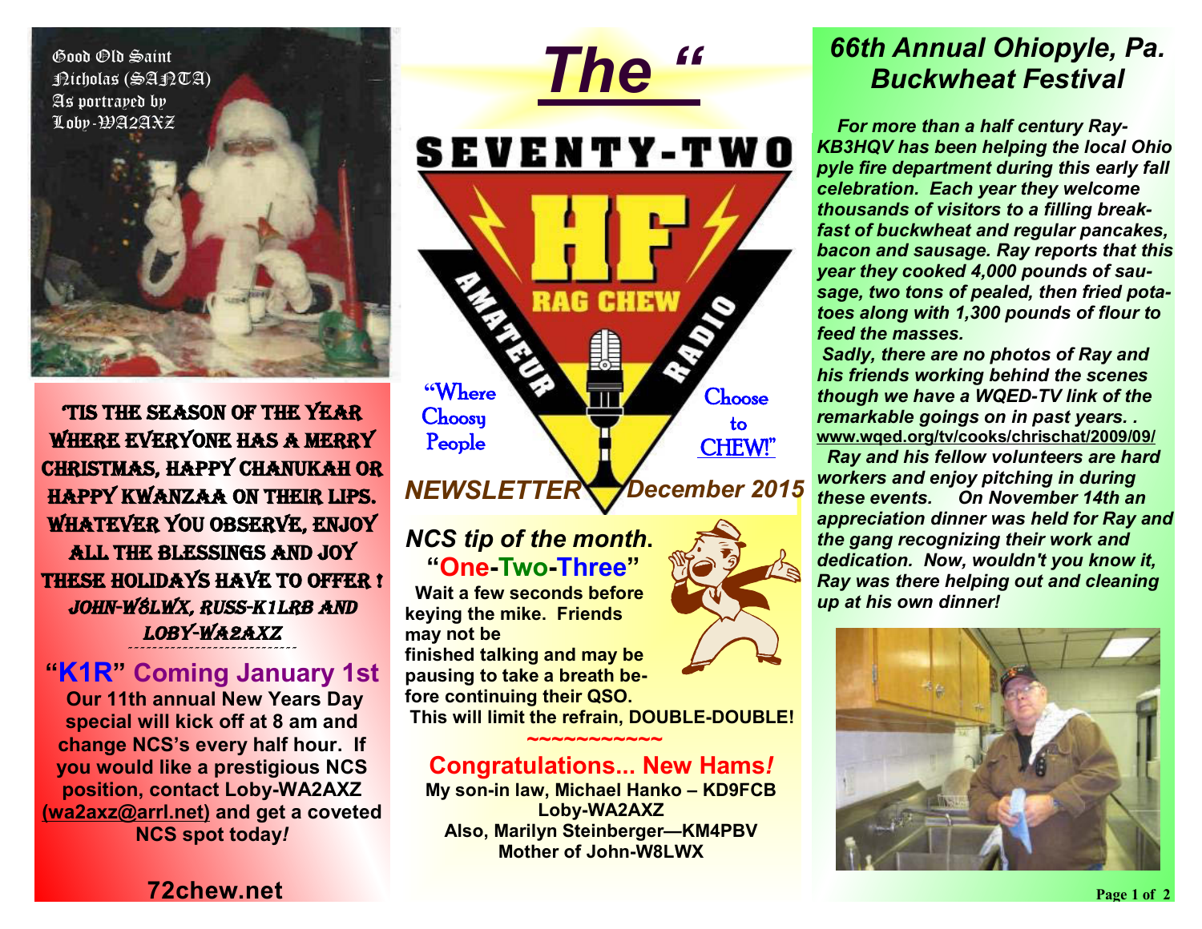Good Old Saint Nicholas (SANTA) As portrayed by Loby-WA2AXZ

'TIS THE SEASON OF THE YEAR WHERE EVERYONE HAS A MERRY CHRISTMAS, HAPPY CHANUKAH OR HAPPY KWANZAA ON THEIR LIPS. WHATEVER YOU OBSERVE, ENJOY ALL THE BLESSINGS AND JOY THESE HOLIDAYS HAVE TO OFFER !

*JOHN-W8LWX, RUSS-K1LRB AND LOBY-WA2AXZ*

## "K1R" Coming January 1st

**Our 11th annual New Years Day special will kick off at 8 am and change NCS's every half hour. If you would like a prestigious NCS position, contact Loby-WA2AXZ (wa2axz@arrl.net) and get a coveted NCS spot today!**

**72chew.net**

# The "SEVENTY-TWO HF RAG CHEW AMATEUR RADIO

"Where Choosy People Choose to CHEW!"

***NEWSLETTER*** ***December 2015***

## *NCS tip of the month.*

**"One-Two-Three"**

**Wait a few seconds before keying the mike. Friends may not be finished talking and may be pausing to take a breath before continuing their QSO. This will limit the refrain, DOUBLE-DOUBLE!**

~~~~~~~~~~~

## Congratulations... New Hams!

**My son-in law, Michael Hanko – KD9FCB**
**Loby-WA2AXZ**
**Also, Marilyn Steinberger—KM4PBV**
**Mother of John-W8LWX**

## *66th Annual Ohiopyle, Pa. Buckwheat Festival*

***For more than a half century Ray-KB3HQV has been helping the local Ohio pyle fire department during this early fall celebration. Each year they welcome thousands of visitors to a filling breakfast of buckwheat and regular pancakes, bacon and sausage. Ray reports that this year they cooked 4,000 pounds of sausage, two tons of pealed, then fried potatoes along with 1,300 pounds of flour to feed the masses.***

***Sadly, there are no photos of Ray and his friends working behind the scenes though we have a WQED-TV link of the remarkable goings on in past years. .*** **www.wqed.org/tv/cooks/chrischat/2009/09/**

***Ray and his fellow volunteers are hard workers and enjoy pitching in during these events. On November 14th an appreciation dinner was held for Ray and the gang recognizing their work and dedication. Now, wouldn't you know it, Ray was there helping out and cleaning up at his own dinner!***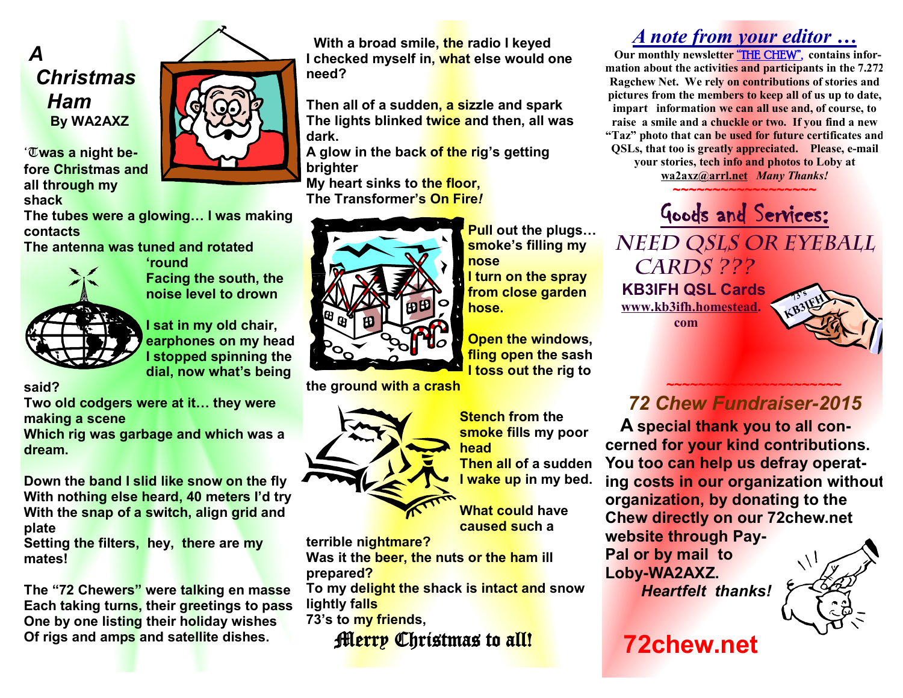# A Christmas Ham

**By WA2AXZ**

'Twas a night before Christmas and all through my shack
The tubes were a glowing… I was making contacts
The antenna was tuned and rotated 'round
Facing the south, the noise level to drown

I sat in my old chair, earphones on my head
I stopped spinning the dial, now what's being said?
Two old codgers were at it… they were making a scene
Which rig was garbage and which was a dream.

Down the band I slid like snow on the fly
With nothing else heard, 40 meters I'd try
With the snap of a switch, align grid and plate
Setting the filters, hey, there are my mates!

The "72 Chewers" were talking en masse
Each taking turns, their greetings to pass
One by one listing their holiday wishes
Of rigs and amps and satellite dishes.

With a broad smile, the radio I keyed
I checked myself in, what else would one need?

Then all of a sudden, a sizzle and spark
The lights blinked twice and then, all was dark.
A glow in the back of the rig's getting brighter
My heart sinks to the floor,
The Transformer's On Fire!

Pull out the plugs… smoke's filling my nose
I turn on the spray from close garden hose.

Open the windows, fling open the sash
I toss out the rig to the ground with a crash

Stench from the smoke fills my poor head
Then all of a sudden I wake up in my bed.

What could have caused such a terrible nightmare?
Was it the beer, the nuts or the ham ill prepared?
To my delight the shack is intact and snow lightly falls
73's to my friends,

*Merry Christmas to all!*

## *A note from your editor …*

**Our monthly newsletter "THE CHEW", contains information about the activities and participants in the 7.272 Ragchew Net. We rely on contributions of stories and pictures from the members to keep all of us up to date, impart information we can all use and, of course, to raise a smile and a chuckle or two. If you find a new "Taz" photo that can be used for future certificates and QSLs, that too is greatly appreciated. Please, e-mail your stories, tech info and photos to Loby at wa2axz@arrl.net** ***Many Thanks!***

~~~~~~~~~~~~~~~~~~~

## Goods and Services:

**NEED QSLS OR EYEBALL CARDS ???**

**KB3IFH QSL Cards**
**www.kb3ifh.homestead.com**

~~~~~~~~~~~~~~~~~~~~~~~~

## *72 Chew Fundraiser-2015*

**A special thank you to all concerned for your kind contributions. You too can help us defray operating costs in our organization without organization, by donating to the Chew directly on our 72chew.net website through PayPal or by mail to Loby-WA2AXZ.**

***Heartfelt thanks!***

**72chew.net**